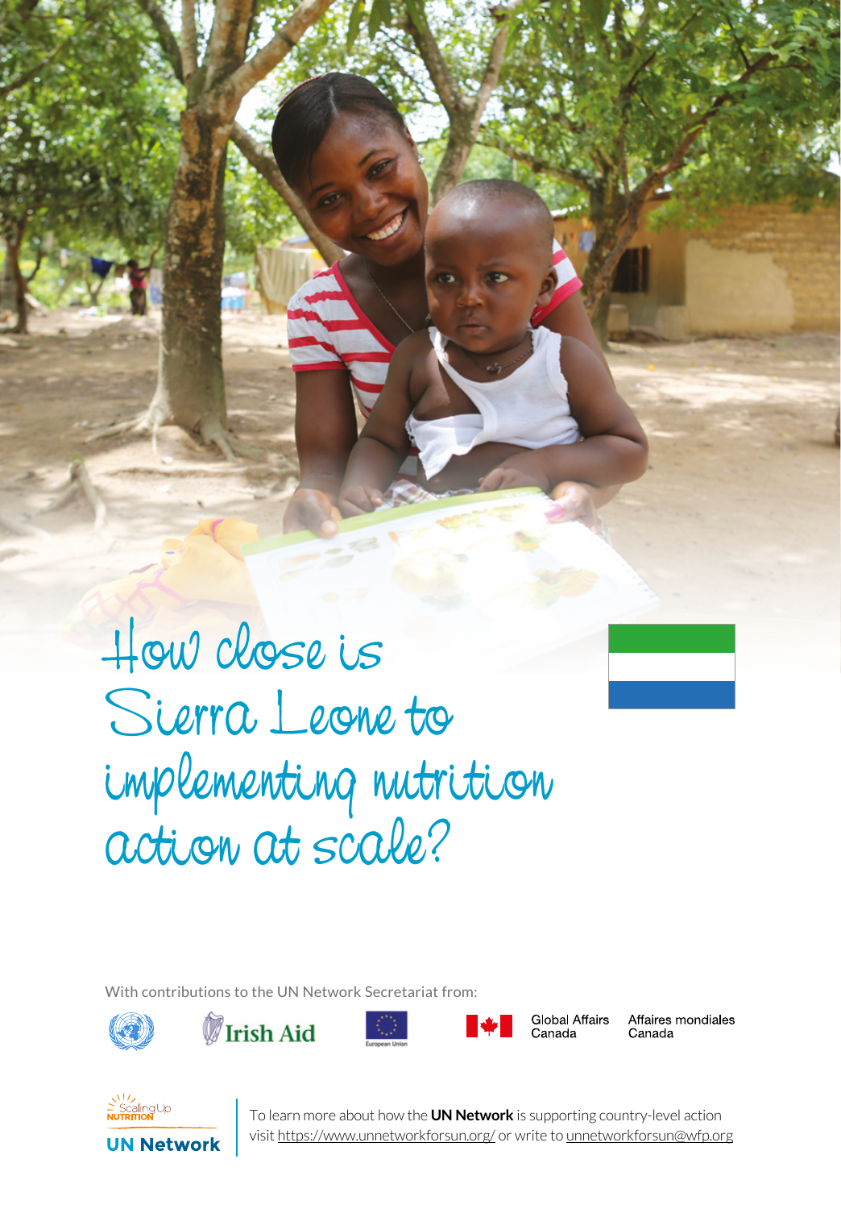# How close is Sierra Leone to implementing nutrition action at scale?

With contributions to the UN Network Secretariat from:

Irish Aid

European Union

Global Affairs Canada | Affaires mondiales Canada

Scaling Up Nutrition

UN Network

To learn more about how the **UN Network** is supporting country-level action visit https://www.unnetworkforsun.org/ or write to unnetworkforsun@wfp.org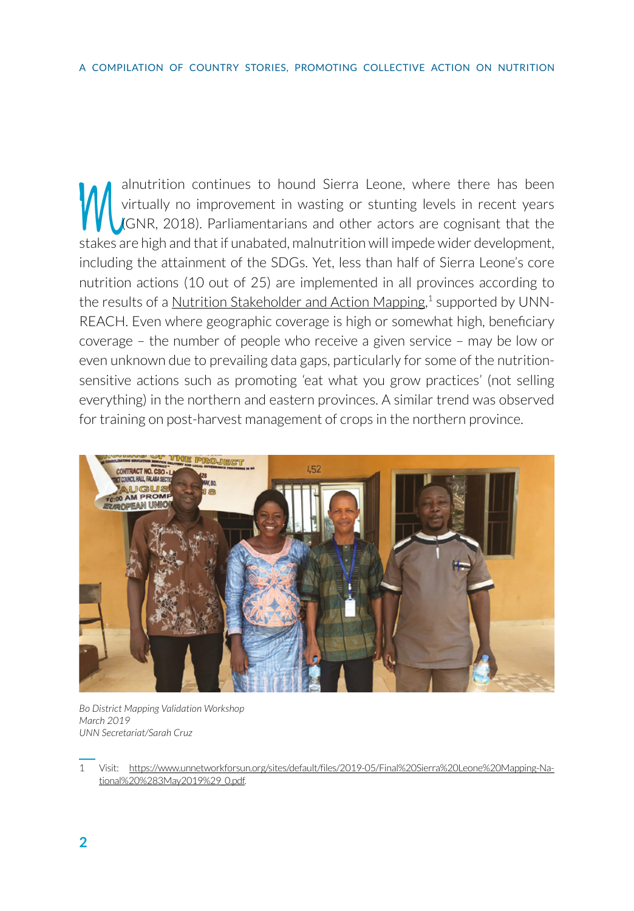Malnutrition continues to hound Sierra Leone, where there has been virtually no improvement in wasting or stunting levels in recent years (GNR, 2018). Parliamentarians and other actors are cognisant that the stakes are high and that if unabated, malnutrition will impede wider development, including the attainment of the SDGs. Yet, less than half of Sierra Leone's core nutrition actions (10 out of 25) are implemented in all provinces according to the results of a Nutrition Stakeholder and Action Mapping,[1] supported by UNN-REACH. Even where geographic coverage is high or somewhat high, beneficiary coverage – the number of people who receive a given service – may be low or even unknown due to prevailing data gaps, particularly for some of the nutrition-sensitive actions such as promoting 'eat what you grow practices' (not selling everything) in the northern and eastern provinces. A similar trend was observed for training on post-harvest management of crops in the northern province.

*Bo District Mapping Validation Workshop*
*March 2019*
*UNN Secretariat/Sarah Cruz*

---

1 Visit: https://www.unnetworkforsun.org/sites/default/files/2019-05/Final%20Sierra%20Leone%20Mapping-National%20%283May2019%29_0.pdf.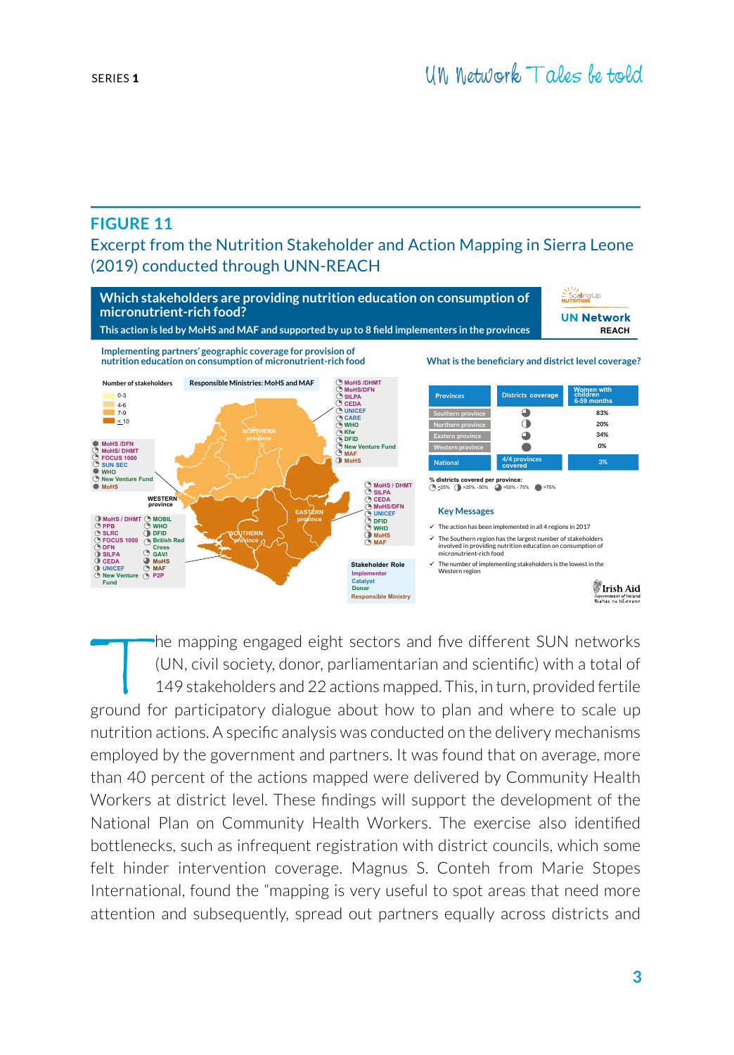## FIGURE 11

Excerpt from the Nutrition Stakeholder and Action Mapping in Sierra Leone (2019) conducted through UNN-REACH

**Which stakeholders are providing nutrition education on consumption of micronutrient-rich food?**

This action is led by MoHS and MAF and supported by up to 8 field implementers in the provinces

ScalingUp NUTRITION — UN Network REACH

**Implementing partners' geographic coverage for provision of nutrition education on consumption of micronutrient-rich food**

Number of stakeholders: 0-3; 4-6; 7-9; ≤ 10

Responsible Ministries: MoHS and MAF

NORTHERN province: MoHS /DHMT, MoHS/DFN, SILPA, CEDA, UNICEF, CARE, WHO, Kfw, DFID, New Venture Fund, MAF, MoHS

WESTERN province: MoHS /DFN, MoHS/ DHMT, FOCUS 1000, SUN SEC, WHO, New Venture Fund, MoHS

EASTERN province: MoHS / DHMT, SILPA, CEDA, MoHS/DFN, UNICEF, DFID, WHO, MoHS, MAF

SOUTHERN province: MoHS / DHMT, PPB, SLRC, FOCUS 1000, DFN, SILPA, CEDA, UNICEF, New Venture Fund, MOBIL, WHO, DFID, British Red Cross, GAVI, MoHS, MAF, P2P

Stakeholder Role: Implementer; Catalyst; Donor; Responsible Ministry

**What is the beneficiary and district level coverage?**

| Provinces | Districts coverage | Women with children 6-59 months |
|---|---|---|
| Southern province | >50% - 75% | 83% |
| Northern province | >25% - 50% | 20% |
| Eastern province | >50% - 75% | 34% |
| Western province | >75% | 0% |
| National | 4/4 provinces covered | 3% |

% districts covered per province: ≤25%; >25% - 50%; >50% - 75%; >75%

**Key Messages**

- ✓ The action has been implemented in all 4 regions in 2017
- ✓ The Southern region has the largest number of stakeholders involved in providing nutrition education on consumption of micronutrient-rich food
- ✓ The number of implementing stakeholders is the lowest in the Western region

Irish Aid, Government of Ireland, Rialtas na hÉireann

The mapping engaged eight sectors and five different SUN networks (UN, civil society, donor, parliamentarian and scientific) with a total of 149 stakeholders and 22 actions mapped. This, in turn, provided fertile ground for participatory dialogue about how to plan and where to scale up nutrition actions. A specific analysis was conducted on the delivery mechanisms employed by the government and partners. It was found that on average, more than 40 percent of the actions mapped were delivered by Community Health Workers at district level. These findings will support the development of the National Plan on Community Health Workers. The exercise also identified bottlenecks, such as infrequent registration with district councils, which some felt hinder intervention coverage. Magnus S. Conteh from Marie Stopes International, found the "mapping is very useful to spot areas that need more attention and subsequently, spread out partners equally across districts and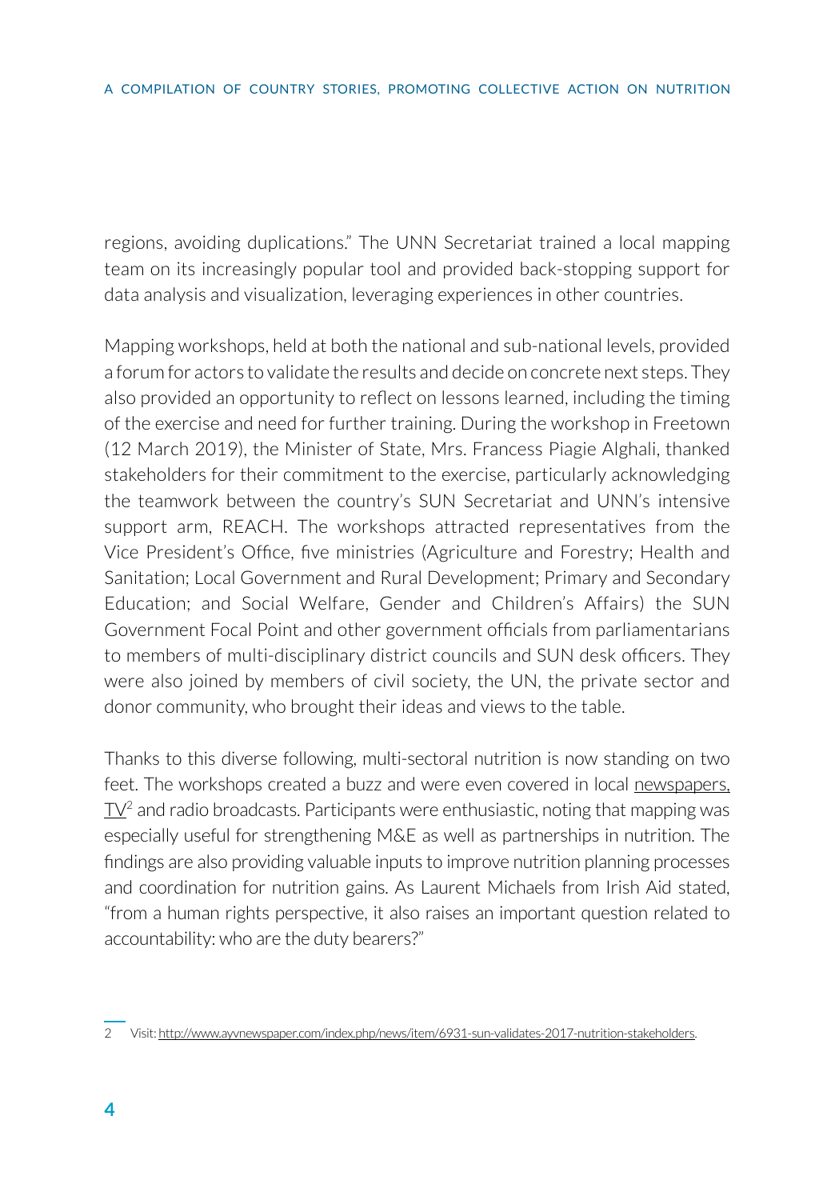regions, avoiding duplications." The UNN Secretariat trained a local mapping team on its increasingly popular tool and provided back-stopping support for data analysis and visualization, leveraging experiences in other countries.

Mapping workshops, held at both the national and sub-national levels, provided a forum for actors to validate the results and decide on concrete next steps. They also provided an opportunity to reflect on lessons learned, including the timing of the exercise and need for further training. During the workshop in Freetown (12 March 2019), the Minister of State, Mrs. Francess Piagie Alghali, thanked stakeholders for their commitment to the exercise, particularly acknowledging the teamwork between the country's SUN Secretariat and UNN's intensive support arm, REACH. The workshops attracted representatives from the Vice President's Office, five ministries (Agriculture and Forestry; Health and Sanitation; Local Government and Rural Development; Primary and Secondary Education; and Social Welfare, Gender and Children's Affairs) the SUN Government Focal Point and other government officials from parliamentarians to members of multi-disciplinary district councils and SUN desk officers. They were also joined by members of civil society, the UN, the private sector and donor community, who brought their ideas and views to the table.

Thanks to this diverse following, multi-sectoral nutrition is now standing on two feet. The workshops created a buzz and were even covered in local newspapers, TV[2] and radio broadcasts. Participants were enthusiastic, noting that mapping was especially useful for strengthening M&E as well as partnerships in nutrition. The findings are also providing valuable inputs to improve nutrition planning processes and coordination for nutrition gains. As Laurent Michaels from Irish Aid stated, "from a human rights perspective, it also raises an important question related to accountability: who are the duty bearers?"

---

2 Visit: http://www.ayvnewspaper.com/index.php/news/item/6931-sun-validates-2017-nutrition-stakeholders.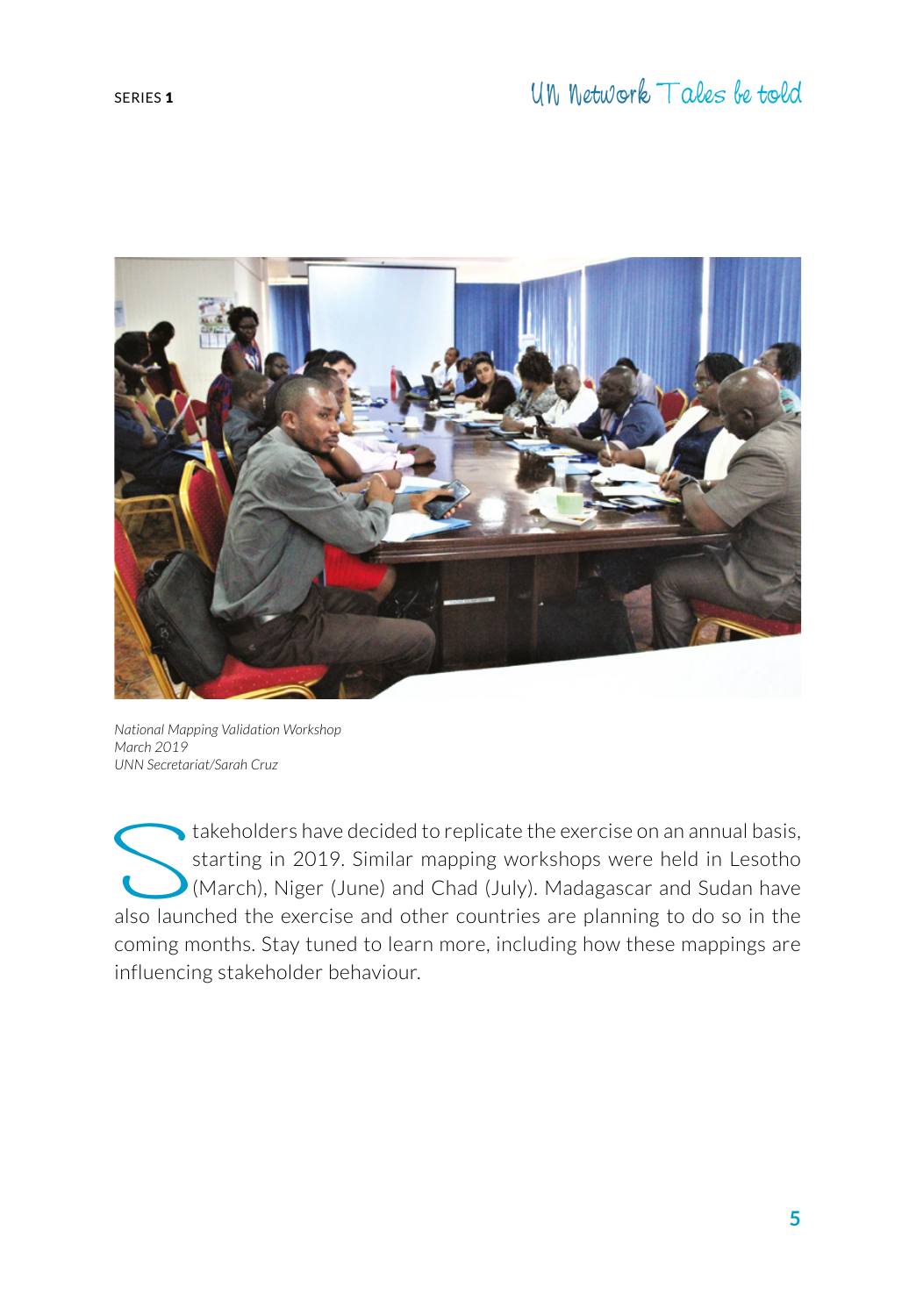*National Mapping Validation Workshop*
*March 2019*
*UNN Secretariat/Sarah Cruz*

Stakeholders have decided to replicate the exercise on an annual basis, starting in 2019. Similar mapping workshops were held in Lesotho (March), Niger (June) and Chad (July). Madagascar and Sudan have also launched the exercise and other countries are planning to do so in the coming months. Stay tuned to learn more, including how these mappings are influencing stakeholder behaviour.